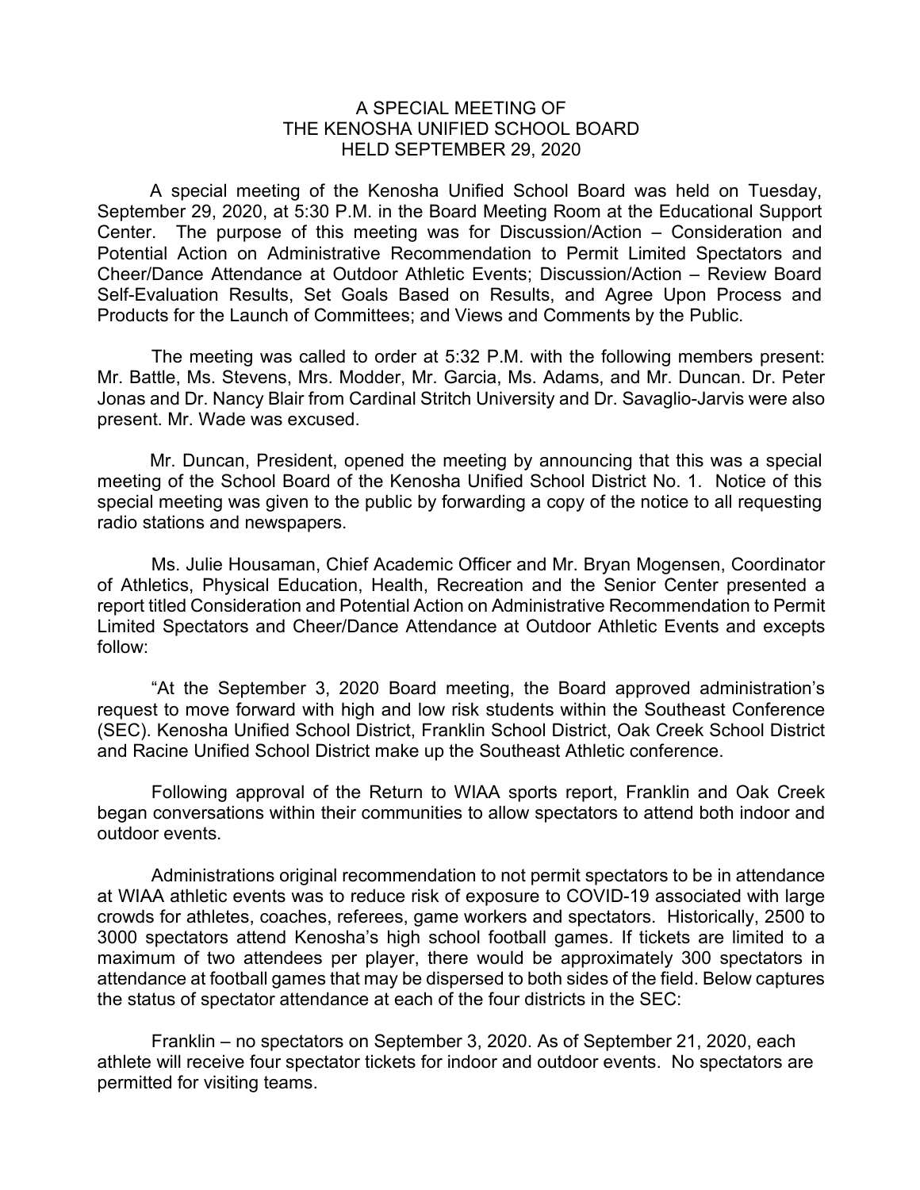# A SPECIAL MEETING OF THE KENOSHA UNIFIED SCHOOL BOARD HELD SEPTEMBER 29, 2020

A special meeting of the Kenosha Unified School Board was held on Tuesday, September 29, 2020, at 5:30 P.M. in the Board Meeting Room at the Educational Support Center. The purpose of this meeting was for Discussion/Action – Consideration and Potential Action on Administrative Recommendation to Permit Limited Spectators and Cheer/Dance Attendance at Outdoor Athletic Events; Discussion/Action – Review Board Self-Evaluation Results, Set Goals Based on Results, and Agree Upon Process and Products for the Launch of Committees; and Views and Comments by the Public.

The meeting was called to order at 5:32 P.M. with the following members present: Mr. Battle, Ms. Stevens, Mrs. Modder, Mr. Garcia, Ms. Adams, and Mr. Duncan. Dr. Peter Jonas and Dr. Nancy Blair from Cardinal Stritch University and Dr. Savaglio-Jarvis were also present. Mr. Wade was excused.

Mr. Duncan, President, opened the meeting by announcing that this was a special meeting of the School Board of the Kenosha Unified School District No. 1. Notice of this special meeting was given to the public by forwarding a copy of the notice to all requesting radio stations and newspapers.

Ms. Julie Housaman, Chief Academic Officer and Mr. Bryan Mogensen, Coordinator of Athletics, Physical Education, Health, Recreation and the Senior Center presented a report titled Consideration and Potential Action on Administrative Recommendation to Permit Limited Spectators and Cheer/Dance Attendance at Outdoor Athletic Events and excepts follow:

"At the September 3, 2020 Board meeting, the Board approved administration's request to move forward with high and low risk students within the Southeast Conference (SEC). Kenosha Unified School District, Franklin School District, Oak Creek School District and Racine Unified School District make up the Southeast Athletic conference.

Following approval of the Return to WIAA sports report, Franklin and Oak Creek began conversations within their communities to allow spectators to attend both indoor and outdoor events.

Administrations original recommendation to not permit spectators to be in attendance at WIAA athletic events was to reduce risk of exposure to COVID-19 associated with large crowds for athletes, coaches, referees, game workers and spectators. Historically, 2500 to 3000 spectators attend Kenosha's high school football games. If tickets are limited to a maximum of two attendees per player, there would be approximately 300 spectators in attendance at football games that may be dispersed to both sides of the field. Below captures the status of spectator attendance at each of the four districts in the SEC:

Franklin – no spectators on September 3, 2020. As of September 21, 2020, each athlete will receive four spectator tickets for indoor and outdoor events. No spectators are permitted for visiting teams.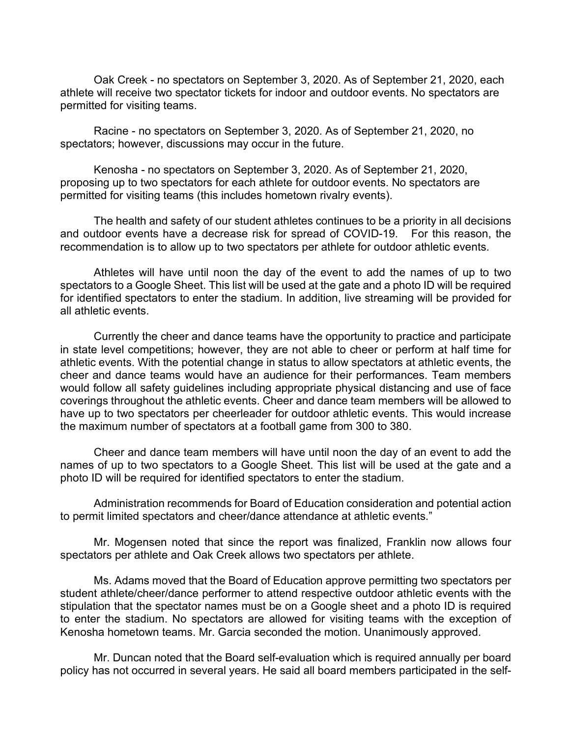Oak Creek - no spectators on September 3, 2020. As of September 21, 2020, each athlete will receive two spectator tickets for indoor and outdoor events. No spectators are permitted for visiting teams.

Racine - no spectators on September 3, 2020. As of September 21, 2020, no spectators; however, discussions may occur in the future.

Kenosha - no spectators on September 3, 2020. As of September 21, 2020, proposing up to two spectators for each athlete for outdoor events. No spectators are permitted for visiting teams (this includes hometown rivalry events).

The health and safety of our student athletes continues to be a priority in all decisions and outdoor events have a decrease risk for spread of COVID-19. For this reason, the recommendation is to allow up to two spectators per athlete for outdoor athletic events.

Athletes will have until noon the day of the event to add the names of up to two spectators to a Google Sheet. This list will be used at the gate and a photo ID will be required for identified spectators to enter the stadium. In addition, live streaming will be provided for all athletic events.

Currently the cheer and dance teams have the opportunity to practice and participate in state level competitions; however, they are not able to cheer or perform at half time for athletic events. With the potential change in status to allow spectators at athletic events, the cheer and dance teams would have an audience for their performances. Team members would follow all safety guidelines including appropriate physical distancing and use of face coverings throughout the athletic events. Cheer and dance team members will be allowed to have up to two spectators per cheerleader for outdoor athletic events. This would increase the maximum number of spectators at a football game from 300 to 380.

Cheer and dance team members will have until noon the day of an event to add the names of up to two spectators to a Google Sheet. This list will be used at the gate and a photo ID will be required for identified spectators to enter the stadium.

Administration recommends for Board of Education consideration and potential action to permit limited spectators and cheer/dance attendance at athletic events."

Mr. Mogensen noted that since the report was finalized, Franklin now allows four spectators per athlete and Oak Creek allows two spectators per athlete.

Ms. Adams moved that the Board of Education approve permitting two spectators per student athlete/cheer/dance performer to attend respective outdoor athletic events with the stipulation that the spectator names must be on a Google sheet and a photo ID is required to enter the stadium. No spectators are allowed for visiting teams with the exception of Kenosha hometown teams. Mr. Garcia seconded the motion. Unanimously approved.

Mr. Duncan noted that the Board self-evaluation which is required annually per board policy has not occurred in several years. He said all board members participated in the self-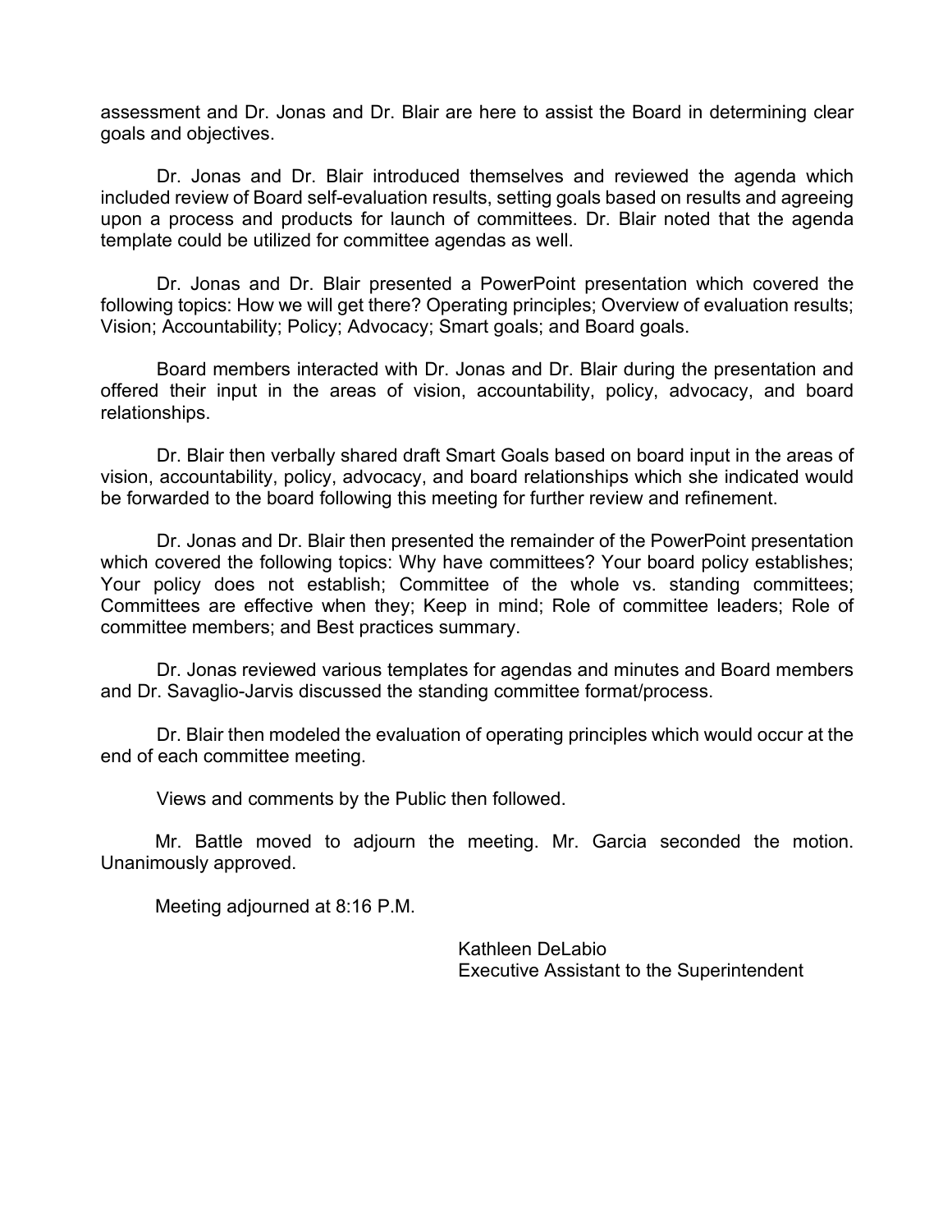assessment and Dr. Jonas and Dr. Blair are here to assist the Board in determining clear goals and objectives.

Dr. Jonas and Dr. Blair introduced themselves and reviewed the agenda which included review of Board self-evaluation results, setting goals based on results and agreeing upon a process and products for launch of committees. Dr. Blair noted that the agenda template could be utilized for committee agendas as well.

Dr. Jonas and Dr. Blair presented a PowerPoint presentation which covered the following topics: How we will get there? Operating principles; Overview of evaluation results; Vision; Accountability; Policy; Advocacy; Smart goals; and Board goals.

Board members interacted with Dr. Jonas and Dr. Blair during the presentation and offered their input in the areas of vision, accountability, policy, advocacy, and board relationships.

Dr. Blair then verbally shared draft Smart Goals based on board input in the areas of vision, accountability, policy, advocacy, and board relationships which she indicated would be forwarded to the board following this meeting for further review and refinement.

Dr. Jonas and Dr. Blair then presented the remainder of the PowerPoint presentation which covered the following topics: Why have committees? Your board policy establishes; Your policy does not establish; Committee of the whole vs. standing committees; Committees are effective when they; Keep in mind; Role of committee leaders; Role of committee members; and Best practices summary.

Dr. Jonas reviewed various templates for agendas and minutes and Board members and Dr. Savaglio-Jarvis discussed the standing committee format/process.

Dr. Blair then modeled the evaluation of operating principles which would occur at the end of each committee meeting.

Views and comments by the Public then followed.

Mr. Battle moved to adjourn the meeting. Mr. Garcia seconded the motion. Unanimously approved.

Meeting adjourned at 8:16 P.M.

Kathleen DeLabio
Executive Assistant to the Superintendent